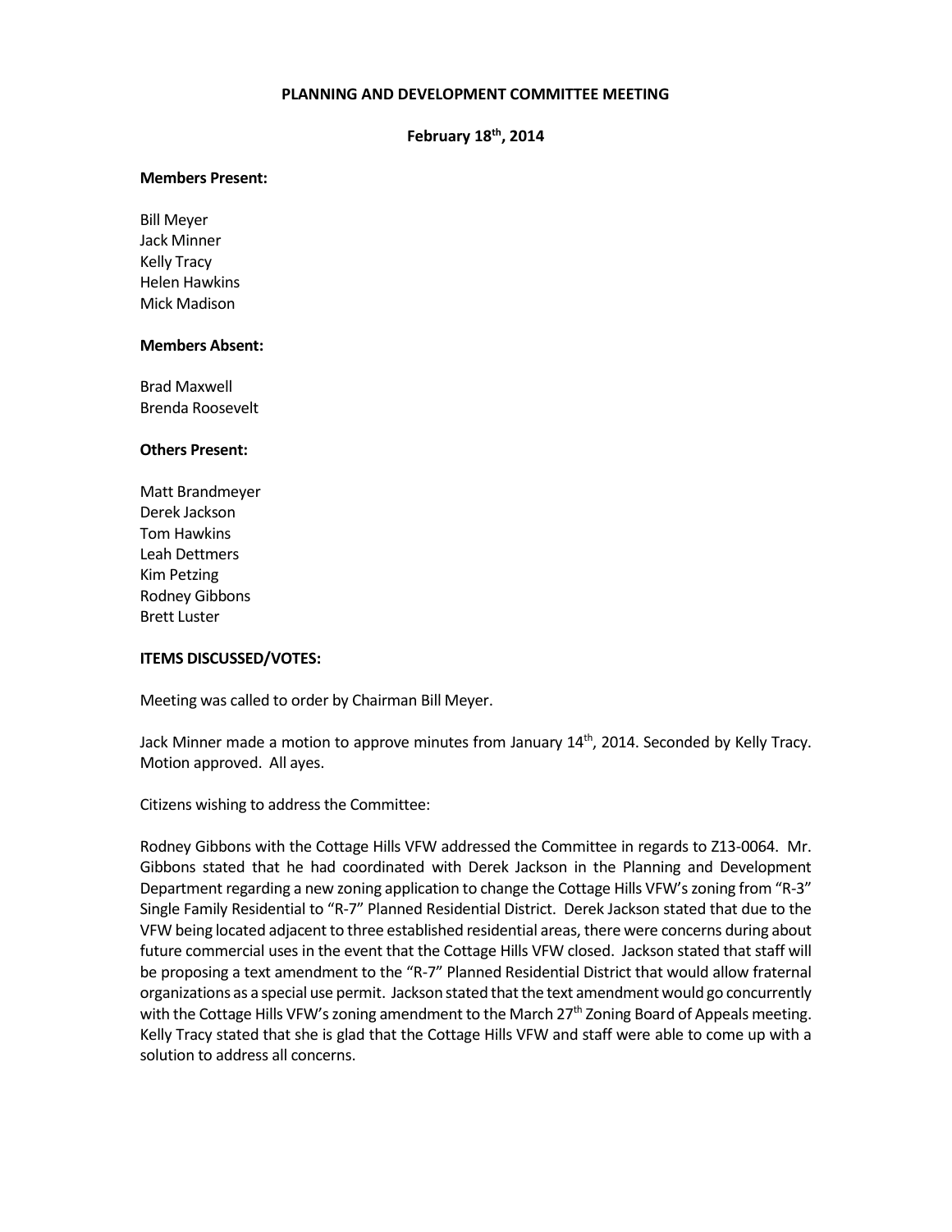# PLANNING AND DEVELOPMENT COMMITTEE MEETING

**February 18th, 2014**

**Members Present:**

Bill Meyer
Jack Minner
Kelly Tracy
Helen Hawkins
Mick Madison

**Members Absent:**

Brad Maxwell
Brenda Roosevelt

**Others Present:**

Matt Brandmeyer
Derek Jackson
Tom Hawkins
Leah Dettmers
Kim Petzing
Rodney Gibbons
Brett Luster

**ITEMS DISCUSSED/VOTES:**

Meeting was called to order by Chairman Bill Meyer.

Jack Minner made a motion to approve minutes from January 14th, 2014. Seconded by Kelly Tracy. Motion approved. All ayes.

Citizens wishing to address the Committee:

Rodney Gibbons with the Cottage Hills VFW addressed the Committee in regards to Z13-0064. Mr. Gibbons stated that he had coordinated with Derek Jackson in the Planning and Development Department regarding a new zoning application to change the Cottage Hills VFW's zoning from "R-3" Single Family Residential to "R-7" Planned Residential District. Derek Jackson stated that due to the VFW being located adjacent to three established residential areas, there were concerns during about future commercial uses in the event that the Cottage Hills VFW closed. Jackson stated that staff will be proposing a text amendment to the "R-7" Planned Residential District that would allow fraternal organizations as a special use permit. Jackson stated that the text amendment would go concurrently with the Cottage Hills VFW's zoning amendment to the March 27th Zoning Board of Appeals meeting. Kelly Tracy stated that she is glad that the Cottage Hills VFW and staff were able to come up with a solution to address all concerns.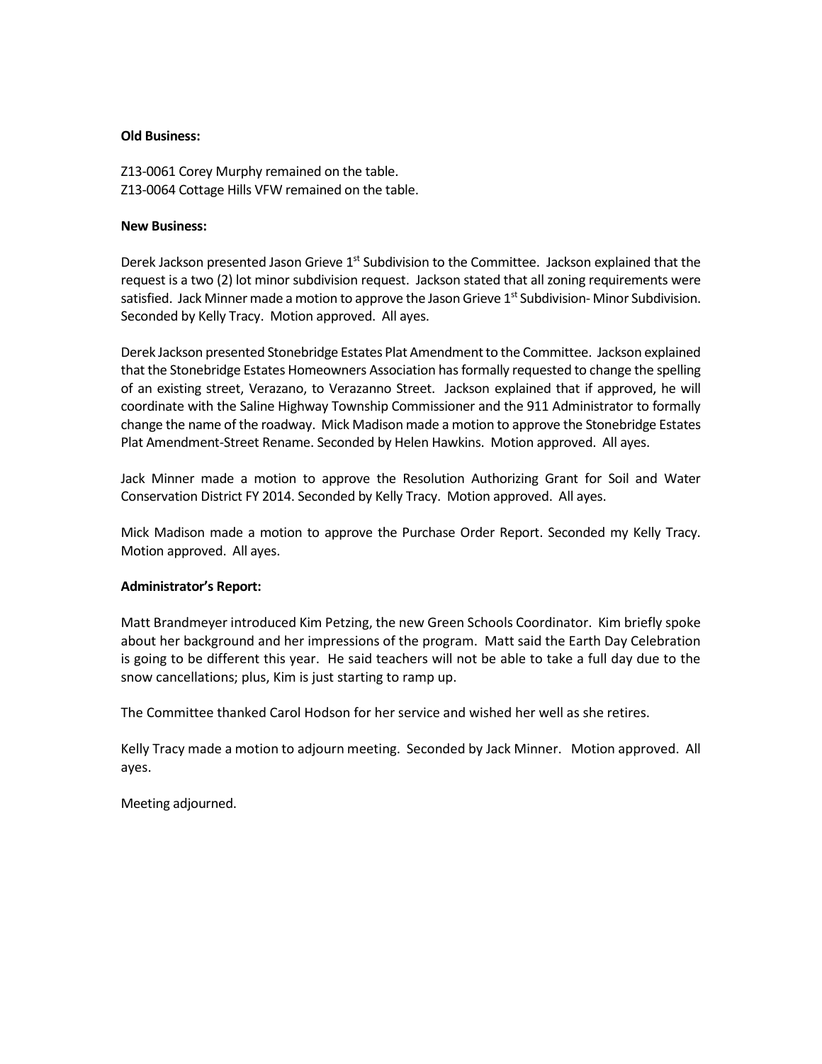**Old Business:**

Z13-0061 Corey Murphy remained on the table.
Z13-0064 Cottage Hills VFW remained on the table.

**New Business:**

Derek Jackson presented Jason Grieve 1st Subdivision to the Committee. Jackson explained that the request is a two (2) lot minor subdivision request. Jackson stated that all zoning requirements were satisfied. Jack Minner made a motion to approve the Jason Grieve 1st Subdivision- Minor Subdivision. Seconded by Kelly Tracy. Motion approved. All ayes.

Derek Jackson presented Stonebridge Estates Plat Amendment to the Committee. Jackson explained that the Stonebridge Estates Homeowners Association has formally requested to change the spelling of an existing street, Verazano, to Verazanno Street. Jackson explained that if approved, he will coordinate with the Saline Highway Township Commissioner and the 911 Administrator to formally change the name of the roadway. Mick Madison made a motion to approve the Stonebridge Estates Plat Amendment-Street Rename. Seconded by Helen Hawkins. Motion approved. All ayes.

Jack Minner made a motion to approve the Resolution Authorizing Grant for Soil and Water Conservation District FY 2014. Seconded by Kelly Tracy. Motion approved. All ayes.

Mick Madison made a motion to approve the Purchase Order Report. Seconded my Kelly Tracy. Motion approved. All ayes.

**Administrator's Report:**

Matt Brandmeyer introduced Kim Petzing, the new Green Schools Coordinator. Kim briefly spoke about her background and her impressions of the program. Matt said the Earth Day Celebration is going to be different this year. He said teachers will not be able to take a full day due to the snow cancellations; plus, Kim is just starting to ramp up.

The Committee thanked Carol Hodson for her service and wished her well as she retires.

Kelly Tracy made a motion to adjourn meeting. Seconded by Jack Minner. Motion approved. All ayes.

Meeting adjourned.